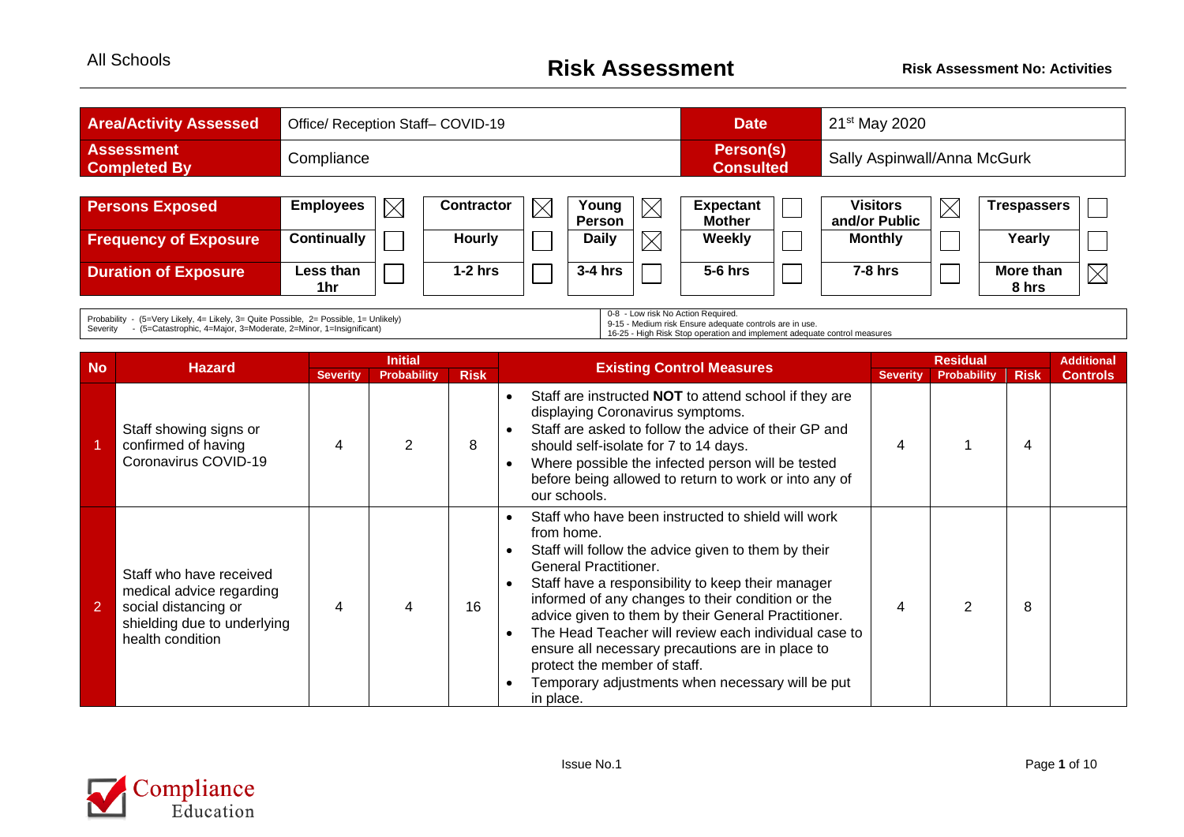All Schools

# Risk Assessment

**Risk Assessment No: Activities**

| **Area/Activity Assessed** | Office/ Reception Staff– COVID-19 | **Date** | 21st May 2020 |
|---|---|---|---|
| **Assessment Completed By** | Compliance | **Person(s) Consulted** | Sally Aspinwall/Anna McGurk |

| **Persons Exposed** | **Employees** | ☒ | **Contractor** | ☒ | **Young Person** | ☒ | **Expectant Mother** | ☐ | **Visitors and/or Public** | ☒ | **Trespassers** | ☐ |
|---|---|---|---|---|---|---|---|---|---|---|---|---|
| **Frequency of Exposure** | **Continually** | ☐ | **Hourly** | ☐ | **Daily** | ☒ | **Weekly** | ☐ | **Monthly** | ☐ | **Yearly** | ☐ |
| **Duration of Exposure** | **Less than 1hr** | ☐ | **1-2 hrs** | ☐ | **3-4 hrs** | ☐ | **5-6 hrs** | ☐ | **7-8 hrs** | ☐ | **More than 8 hrs** | ☒ |

Probability - (5=Very Likely, 4= Likely, 3= Quite Possible, 2= Possible, 1= Unlikely)
Severity - (5=Catastrophic, 4=Major, 3=Moderate, 2=Minor, 1=Insignificant)

0-8 - Low risk No Action Required.
9-15 - Medium risk Ensure adequate controls are in use.
16-25 - High Risk Stop operation and implement adequate control measures

| **No** | **Hazard** | **Initial** | | | **Existing Control Measures** | **Residual** | | | **Additional Controls** |
|---|---|---|---|---|---|---|---|---|---|
| | | **Severity** | **Probability** | **Risk** | | **Severity** | **Probability** | **Risk** | |
| 1 | Staff showing signs or confirmed of having Coronavirus COVID-19 | 4 | 2 | 8 | • Staff are instructed **NOT** to attend school if they are displaying Coronavirus symptoms.<br>• Staff are asked to follow the advice of their GP and should self-isolate for 7 to 14 days.<br>• Where possible the infected person will be tested before being allowed to return to work or into any of our schools. | 4 | 1 | 4 | |
| 2 | Staff who have received medical advice regarding social distancing or shielding due to underlying health condition | 4 | 4 | 16 | • Staff who have been instructed to shield will work from home.<br>• Staff will follow the advice given to them by their General Practitioner.<br>• Staff have a responsibility to keep their manager informed of any changes to their condition or the advice given to them by their General Practitioner.<br>• The Head Teacher will review each individual case to ensure all necessary precautions are in place to protect the member of staff.<br>• Temporary adjustments when necessary will be put in place. | 4 | 2 | 8 | |

Issue No.1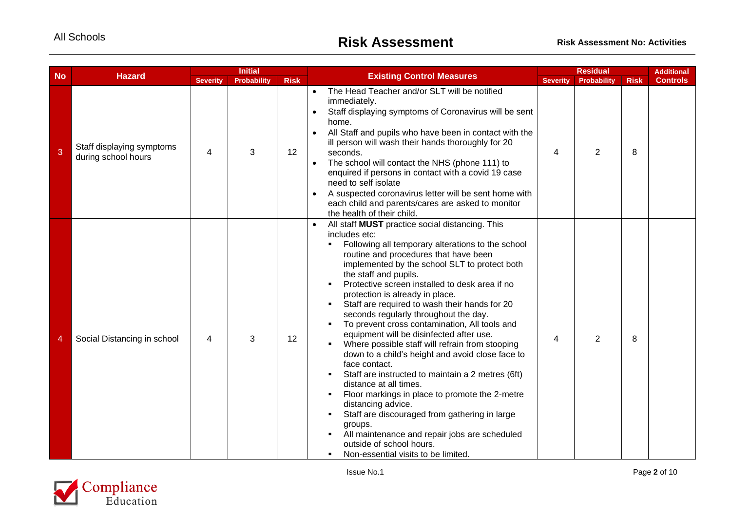| No | Hazard | Initial | | | Existing Control Measures | Residual | | | Additional Controls |
|---|---|---|---|---|---|---|---|---|---|
| | | Severity | Probability | Risk | | Severity | Probability | Risk | |
| 3 | Staff displaying symptoms during school hours | 4 | 3 | 12 | • The Head Teacher and/or SLT will be notified immediately.<br>• Staff displaying symptoms of Coronavirus will be sent home.<br>• All Staff and pupils who have been in contact with the ill person will wash their hands thoroughly for 20 seconds.<br>• The school will contact the NHS (phone 111) to enquired if persons in contact with a covid 19 case need to self isolate<br>• A suspected coronavirus letter will be sent home with each child and parents/cares are asked to monitor the health of their child. | 4 | 2 | 8 | |
| 4 | Social Distancing in school | 4 | 3 | 12 | • All staff **MUST** practice social distancing. This includes etc:<br>▪ Following all temporary alterations to the school routine and procedures that have been implemented by the school SLT to protect both the staff and pupils.<br>▪ Protective screen installed to desk area if no protection is already in place.<br>▪ Staff are required to wash their hands for 20 seconds regularly throughout the day.<br>▪ To prevent cross contamination, All tools and equipment will be disinfected after use.<br>▪ Where possible staff will refrain from stooping down to a child's height and avoid close face to face contact.<br>▪ Staff are instructed to maintain a 2 metres (6ft) distance at all times.<br>▪ Floor markings in place to promote the 2-metre distancing advice.<br>▪ Staff are discouraged from gathering in large groups.<br>▪ All maintenance and repair jobs are scheduled outside of school hours.<br>▪ Non-essential visits to be limited. | 4 | 2 | 8 | |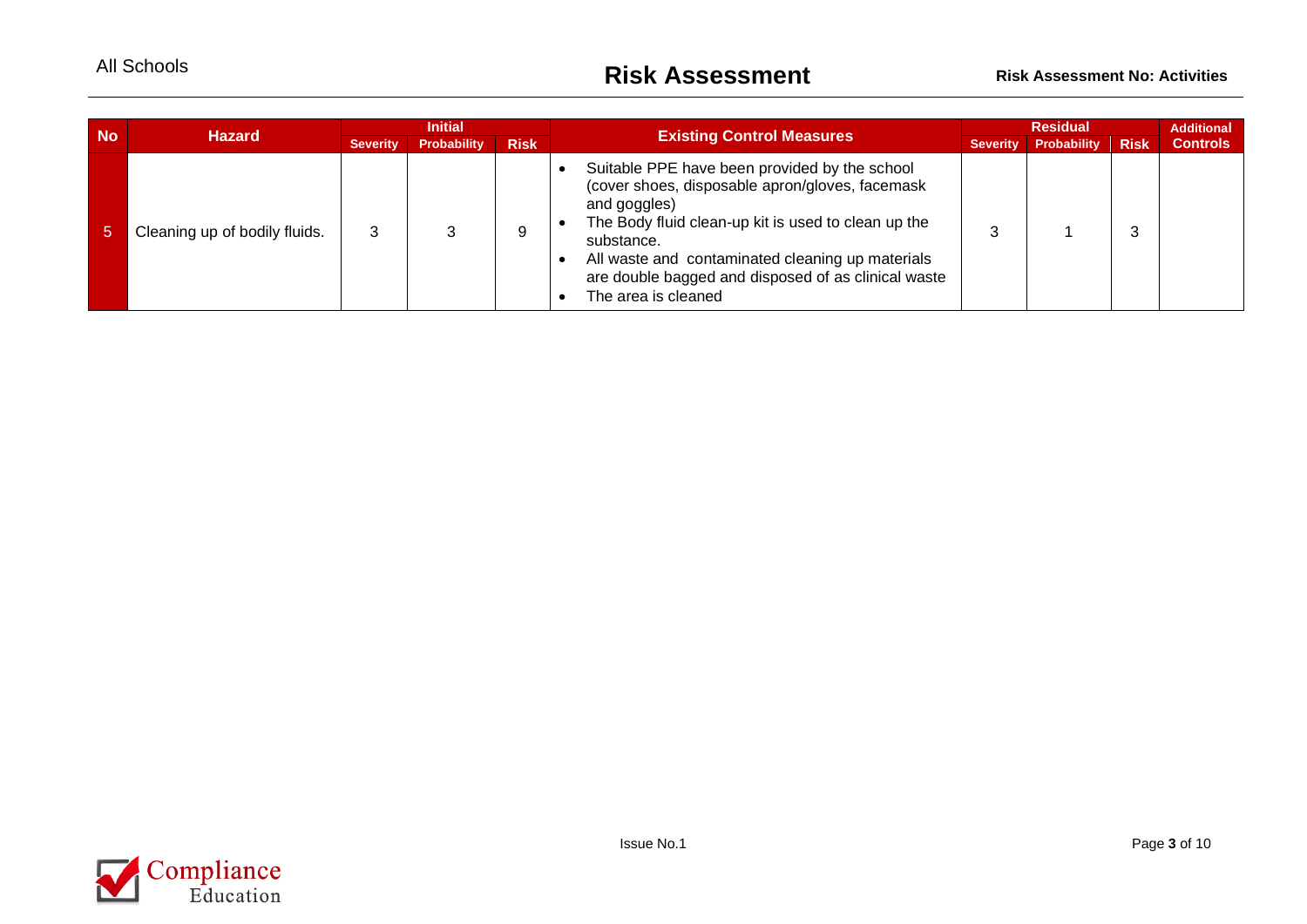| No | Hazard | Initial | | | Existing Control Measures | Residual | | | Additional Controls |
|---|---|---|---|---|---|---|---|---|---|
| | | Severity | Probability | Risk | | Severity | Probability | Risk | |
| 5 | Cleaning up of bodily fluids. | 3 | 3 | 9 | • Suitable PPE have been provided by the school (cover shoes, disposable apron/gloves, facemask and goggles)<br>• The Body fluid clean-up kit is used to clean up the substance.<br>• All waste and contaminated cleaning up materials are double bagged and disposed of as clinical waste<br>• The area is cleaned | 3 | 1 | 3 | |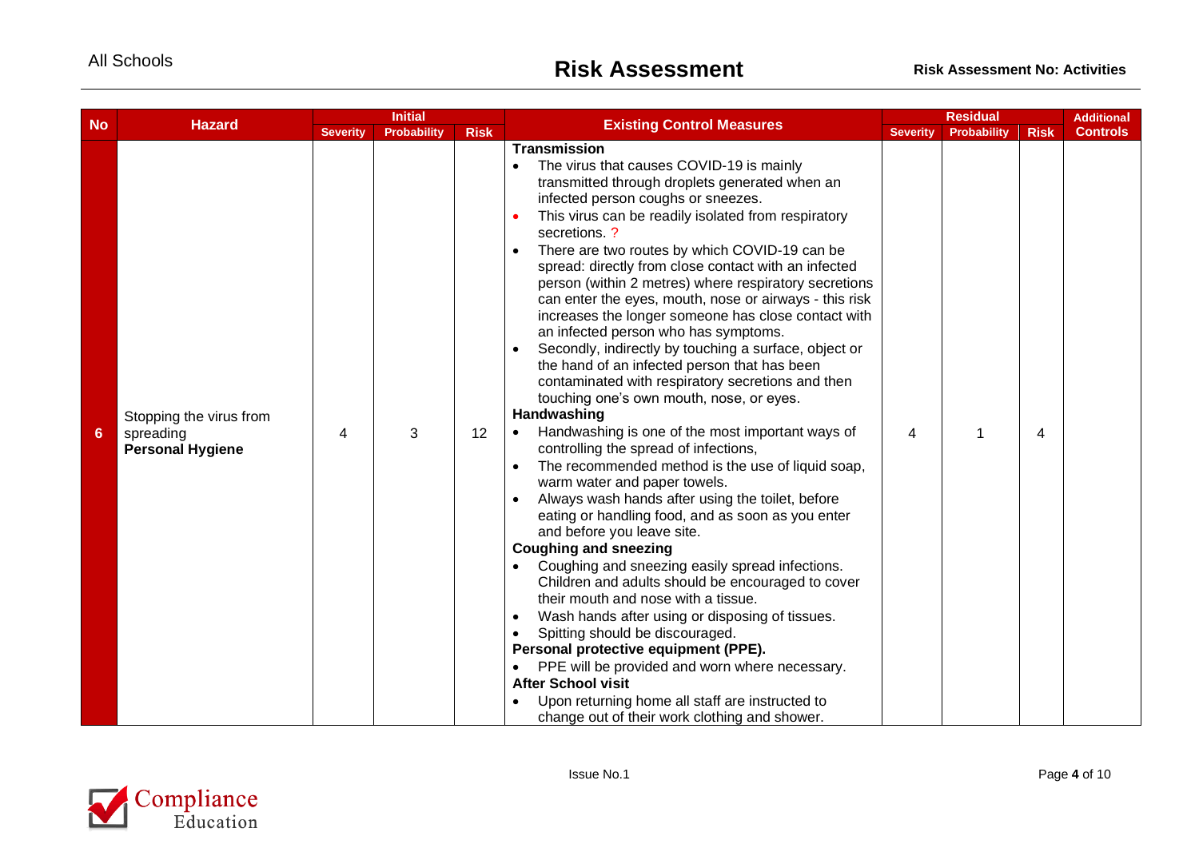| No | Hazard | Initial | | | Existing Control Measures | Residual | | | Additional Controls |
|---|---|---|---|---|---|---|---|---|---|
| | | Severity | Probability | Risk | | Severity | Probability | Risk | |
| 6 | Stopping the virus from spreading **Personal Hygiene** | 4 | 3 | 12 | **Transmission**<br>• The virus that causes COVID-19 is mainly transmitted through droplets generated when an infected person coughs or sneezes.<br>• This virus can be readily isolated from respiratory secretions. ?<br>• There are two routes by which COVID-19 can be spread: directly from close contact with an infected person (within 2 metres) where respiratory secretions can enter the eyes, mouth, nose or airways - this risk increases the longer someone has close contact with an infected person who has symptoms.<br>• Secondly, indirectly by touching a surface, object or the hand of an infected person that has been contaminated with respiratory secretions and then touching one's own mouth, nose, or eyes.<br>**Handwashing**<br>• Handwashing is one of the most important ways of controlling the spread of infections,<br>• The recommended method is the use of liquid soap, warm water and paper towels.<br>• Always wash hands after using the toilet, before eating or handling food, and as soon as you enter and before you leave site.<br>**Coughing and sneezing**<br>• Coughing and sneezing easily spread infections. Children and adults should be encouraged to cover their mouth and nose with a tissue.<br>• Wash hands after using or disposing of tissues.<br>• Spitting should be discouraged.<br>**Personal protective equipment (PPE).**<br>• PPE will be provided and worn where necessary.<br>**After School visit**<br>• Upon returning home all staff are instructed to change out of their work clothing and shower. | 4 | 1 | 4 | |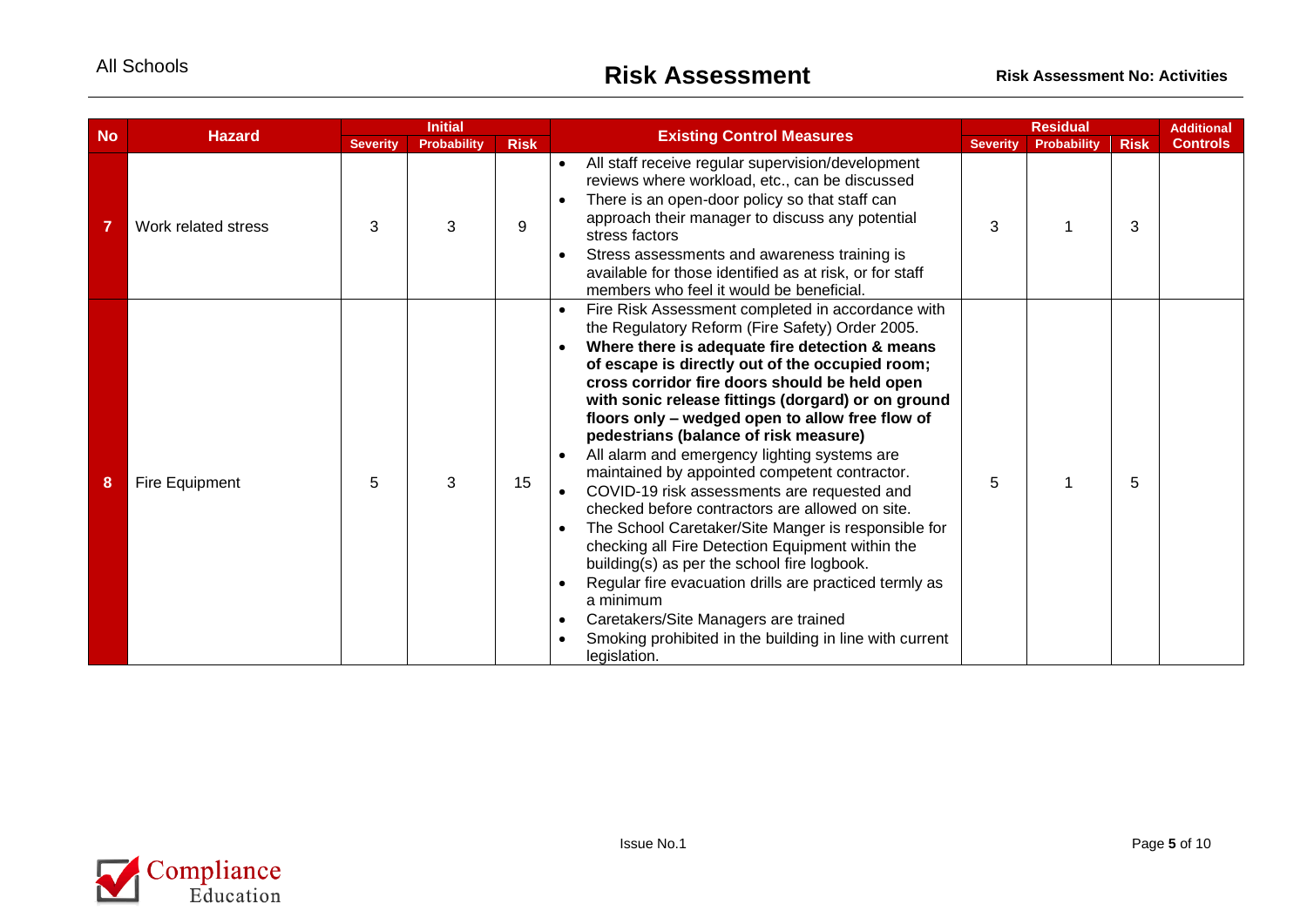| No | Hazard | Initial | | | Existing Control Measures | Residual | | | Additional Controls |
|---|---|---|---|---|---|---|---|---|---|
| | | Severity | Probability | Risk | | Severity | Probability | Risk | |
| 7 | Work related stress | 3 | 3 | 9 | • All staff receive regular supervision/development reviews where workload, etc., can be discussed<br>• There is an open-door policy so that staff can approach their manager to discuss any potential stress factors<br>• Stress assessments and awareness training is available for those identified as at risk, or for staff members who feel it would be beneficial. | 3 | 1 | 3 | |
| 8 | Fire Equipment | 5 | 3 | 15 | • Fire Risk Assessment completed in accordance with the Regulatory Reform (Fire Safety) Order 2005.<br>• **Where there is adequate fire detection & means of escape is directly out of the occupied room; cross corridor fire doors should be held open with sonic release fittings (dorgard) or on ground floors only – wedged open to allow free flow of pedestrians (balance of risk measure)**<br>• All alarm and emergency lighting systems are maintained by appointed competent contractor.<br>• COVID-19 risk assessments are requested and checked before contractors are allowed on site.<br>• The School Caretaker/Site Manger is responsible for checking all Fire Detection Equipment within the building(s) as per the school fire logbook.<br>• Regular fire evacuation drills are practiced termly as a minimum<br>• Caretakers/Site Managers are trained<br>• Smoking prohibited in the building in line with current legislation. | 5 | 1 | 5 | |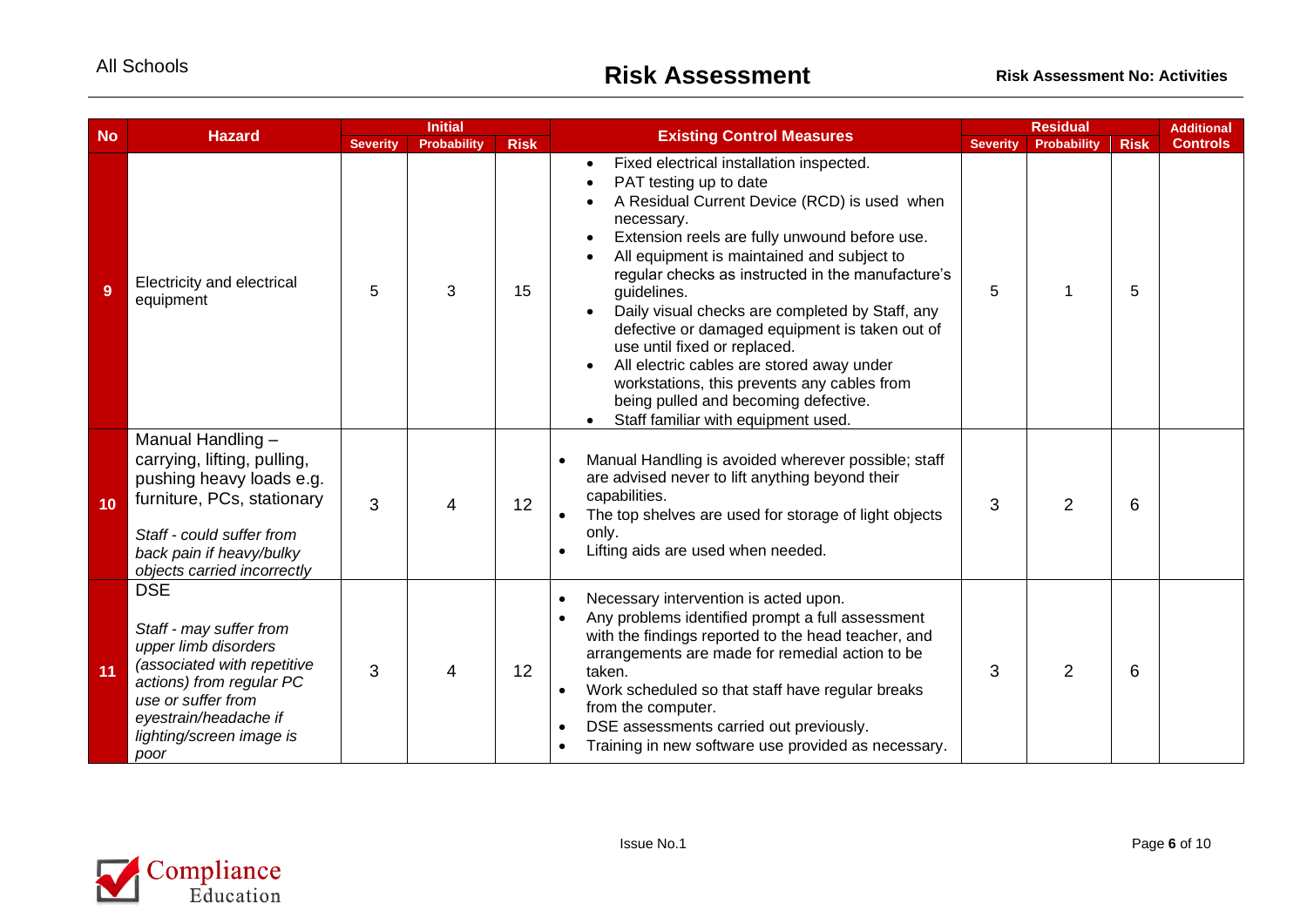| No | Hazard | Initial | | | Existing Control Measures | Residual | | | Additional Controls |
|---|---|---|---|---|---|---|---|---|---|
| | | Severity | Probability | Risk | | Severity | Probability | Risk | |
| 9 | Electricity and electrical equipment | 5 | 3 | 15 | • Fixed electrical installation inspected.<br>• PAT testing up to date<br>• A Residual Current Device (RCD) is used when necessary.<br>• Extension reels are fully unwound before use.<br>• All equipment is maintained and subject to regular checks as instructed in the manufacture's guidelines.<br>• Daily visual checks are completed by Staff, any defective or damaged equipment is taken out of use until fixed or replaced.<br>• All electric cables are stored away under workstations, this prevents any cables from being pulled and becoming defective.<br>• Staff familiar with equipment used. | 5 | 1 | 5 | |
| 10 | Manual Handling – carrying, lifting, pulling, pushing heavy loads e.g. furniture, PCs, stationary<br><br>*Staff - could suffer from back pain if heavy/bulky objects carried incorrectly* | 3 | 4 | 12 | • Manual Handling is avoided wherever possible; staff are advised never to lift anything beyond their capabilities.<br>• The top shelves are used for storage of light objects only.<br>• Lifting aids are used when needed. | 3 | 2 | 6 | |
| 11 | DSE<br><br>*Staff - may suffer from upper limb disorders (associated with repetitive actions) from regular PC use or suffer from eyestrain/headache if lighting/screen image is poor* | 3 | 4 | 12 | • Necessary intervention is acted upon.<br>• Any problems identified prompt a full assessment with the findings reported to the head teacher, and arrangements are made for remedial action to be taken.<br>• Work scheduled so that staff have regular breaks from the computer.<br>• DSE assessments carried out previously.<br>• Training in new software use provided as necessary. | 3 | 2 | 6 | |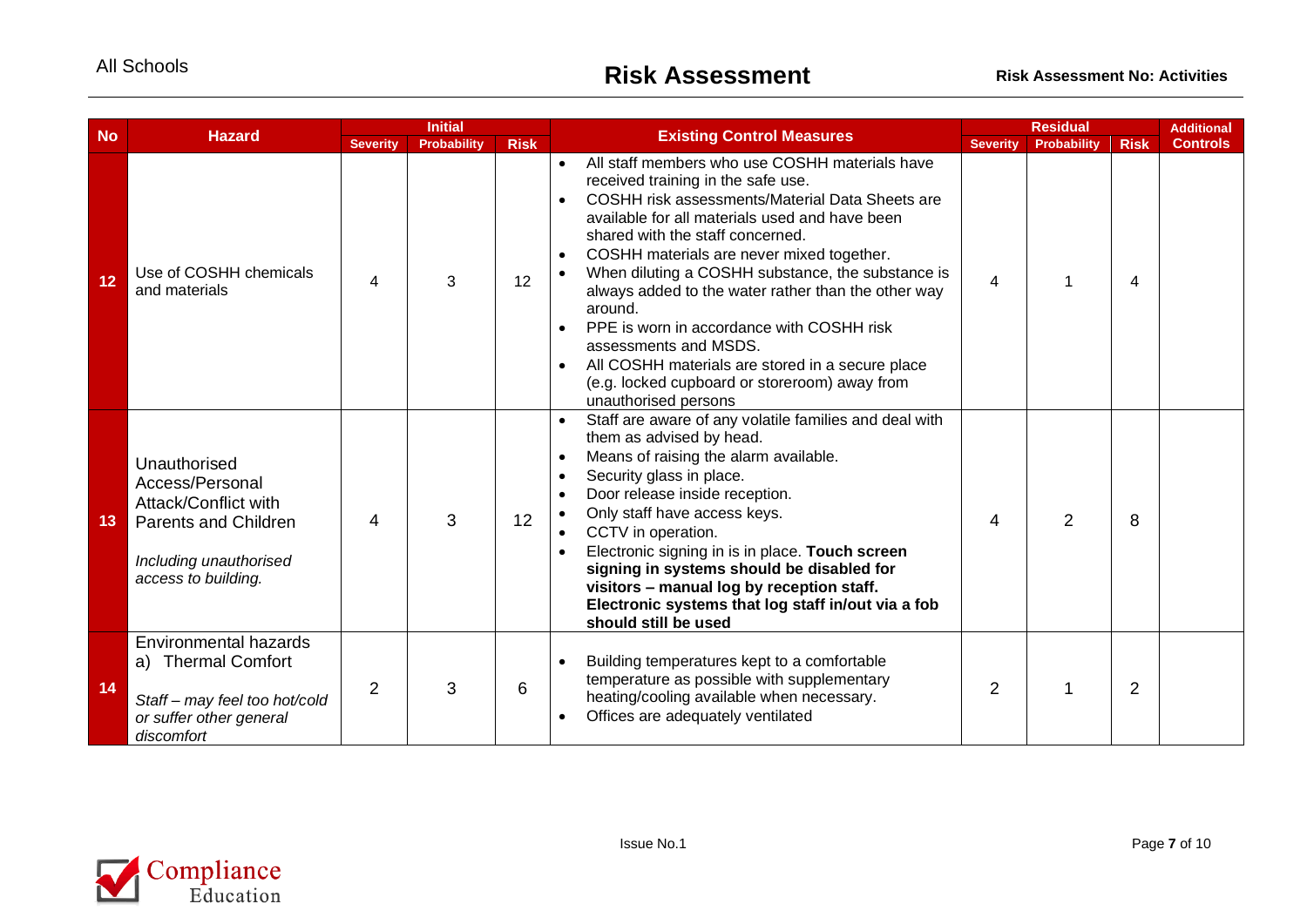| No | Hazard | Initial | | | Existing Control Measures | Residual | | | Additional Controls |
|---|---|---|---|---|---|---|---|---|---|
| | | Severity | Probability | Risk | | Severity | Probability | Risk | |
| 12 | Use of COSHH chemicals and materials | 4 | 3 | 12 | • All staff members who use COSHH materials have received training in the safe use.<br>• COSHH risk assessments/Material Data Sheets are available for all materials used and have been shared with the staff concerned.<br>• COSHH materials are never mixed together.<br>• When diluting a COSHH substance, the substance is always added to the water rather than the other way around.<br>• PPE is worn in accordance with COSHH risk assessments and MSDS.<br>• All COSHH materials are stored in a secure place (e.g. locked cupboard or storeroom) away from unauthorised persons | 4 | 1 | 4 | |
| 13 | Unauthorised Access/Personal Attack/Conflict with Parents and Children<br><br>*Including unauthorised access to building.* | 4 | 3 | 12 | • Staff are aware of any volatile families and deal with them as advised by head.<br>• Means of raising the alarm available.<br>• Security glass in place.<br>• Door release inside reception.<br>• Only staff have access keys.<br>• CCTV in operation.<br>• Electronic signing in is in place. **Touch screen signing in systems should be disabled for visitors – manual log by reception staff. Electronic systems that log staff in/out via a fob should still be used** | 4 | 2 | 8 | |
| 14 | Environmental hazards<br>a) Thermal Comfort<br><br>*Staff – may feel too hot/cold or suffer other general discomfort* | 2 | 3 | 6 | • Building temperatures kept to a comfortable temperature as possible with supplementary heating/cooling available when necessary.<br>• Offices are adequately ventilated | 2 | 1 | 2 | |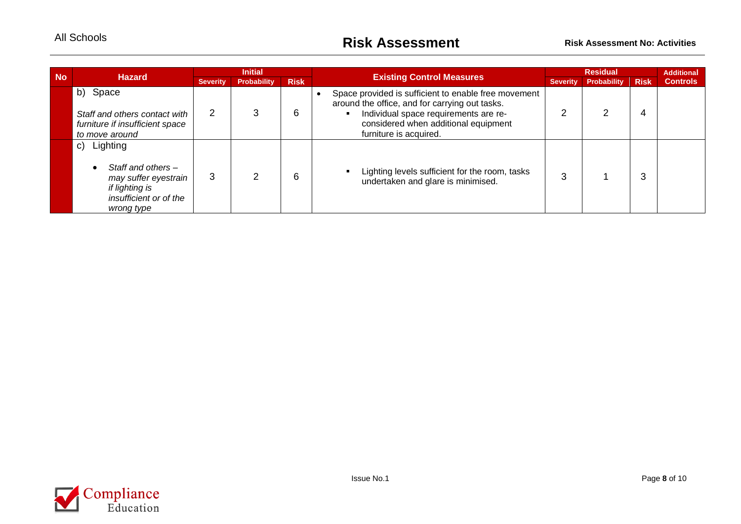| No | Hazard | Initial | | | Existing Control Measures | Residual | | | Additional Controls |
|---|---|---|---|---|---|---|---|---|---|
| | | Severity | Probability | Risk | | Severity | Probability | Risk | |
| | b) Space<br><br>*Staff and others contact with furniture if insufficient space to move around* | 2 | 3 | 6 | • Space provided is sufficient to enable free movement around the office, and for carrying out tasks.<br>▪ Individual space requirements are re-considered when additional equipment furniture is acquired. | 2 | 2 | 4 | |
| | c) Lighting<br><br>• *Staff and others – may suffer eyestrain if lighting is insufficient or of the wrong type* | 3 | 2 | 6 | ▪ Lighting levels sufficient for the room, tasks undertaken and glare is minimised. | 3 | 1 | 3 | |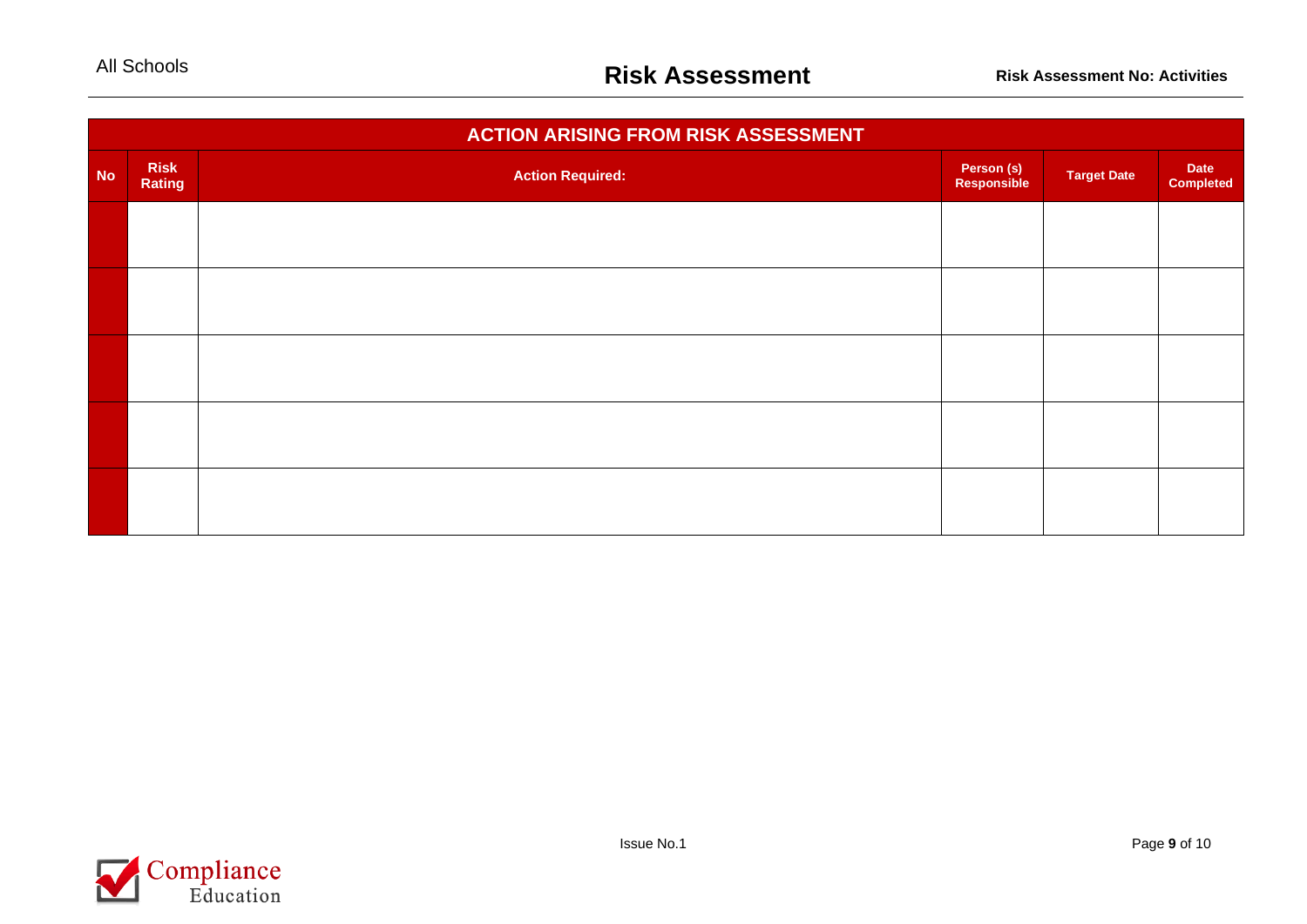| ACTION ARISING FROM RISK ASSESSMENT | | | | | |
|---|---|---|---|---|---|
| **No** | **Risk Rating** | **Action Required:** | **Person (s) Responsible** | **Target Date** | **Date Completed** |
| | | | | | |
| | | | | | |
| | | | | | |
| | | | | | |
| | | | | | |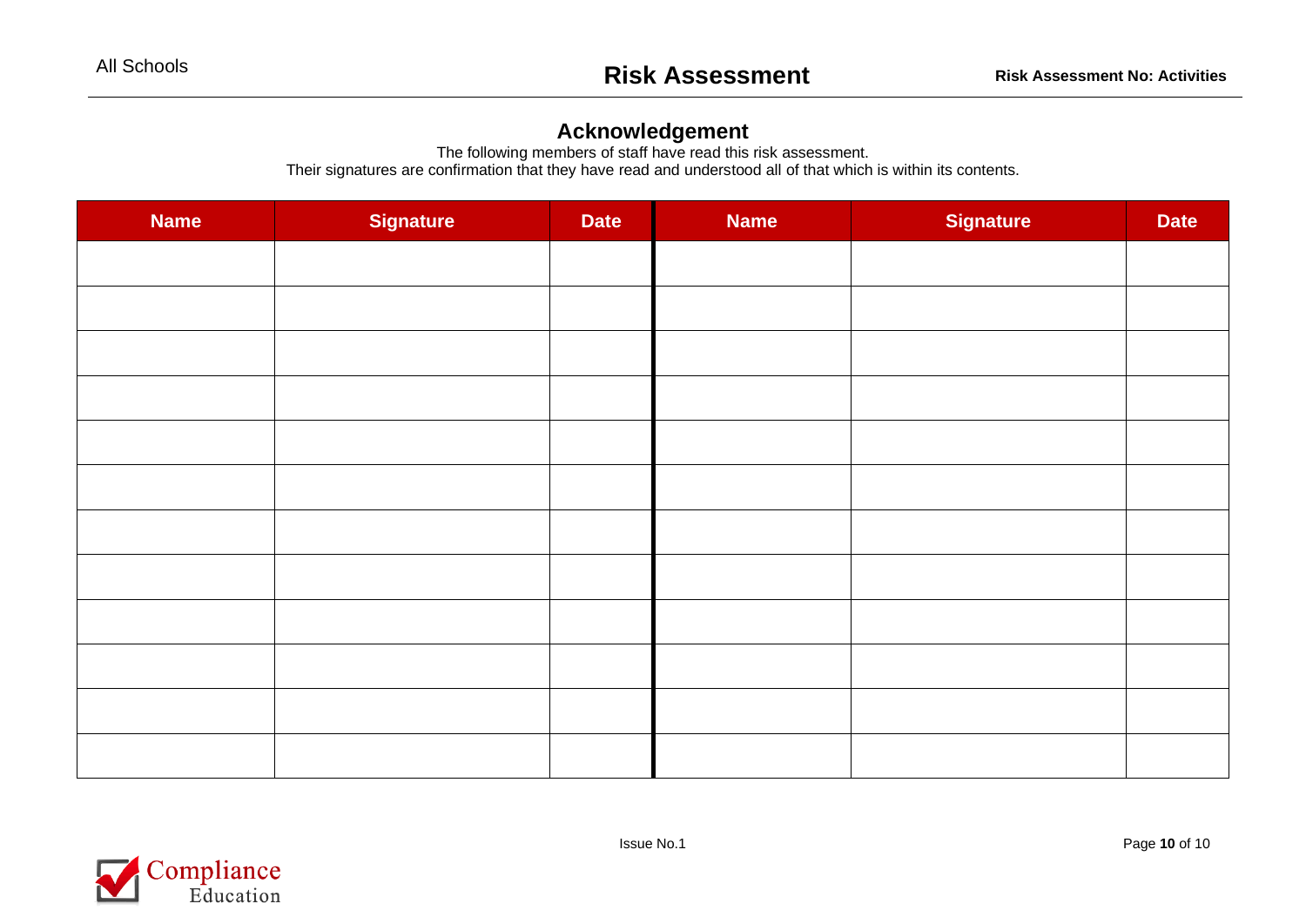## Acknowledgement

The following members of staff have read this risk assessment.
Their signatures are confirmation that they have read and understood all of that which is within its contents.

| Name | Signature | Date | Name | Signature | Date |
| --- | --- | --- | --- | --- | --- |
| | | | | | |
| | | | | | |
| | | | | | |
| | | | | | |
| | | | | | |
| | | | | | |
| | | | | | |
| | | | | | |
| | | | | | |
| | | | | | |
| | | | | | |
| | | | | | |